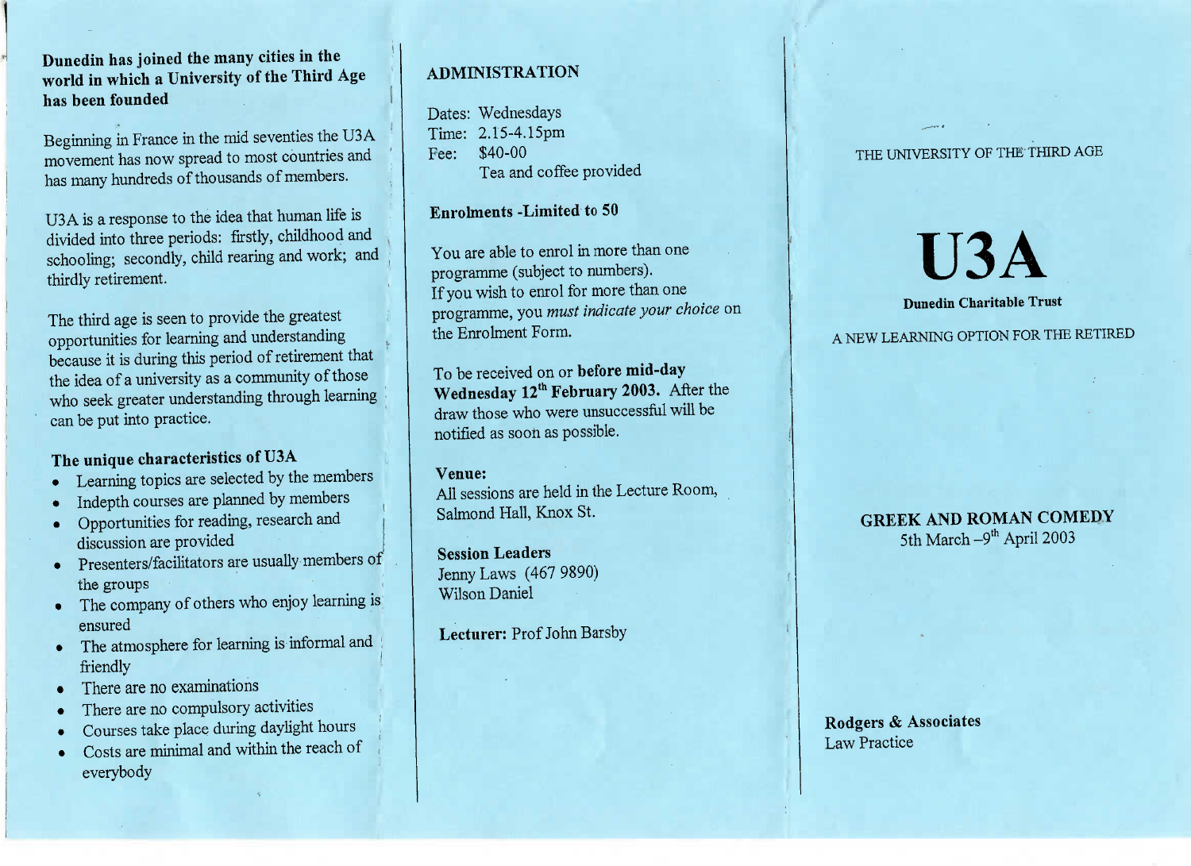## Dunedin has joined the many cities in the world in which a University of the Third Age has been founded

Beginning in France in the mid seventies the U3A movement has now spread to most countries and has many hundreds of thousands of members.

U3A is a response to the idea that human life is divided into three periods: firstly, childhood and schooling; secondly, child rearing and work; and thirdly retirement.

The third age is seen to provide the greatest opportunities for learning and understanding because it is during this period of retirement that the idea of a university as a community of those who seek greater understanding through learning can be put into practice.

### The unique characteristics of U3A

- Learning topics are selected by the members
- Indepth courses are planned by members
- Opportunities for reading, research and discussion are provided
- Presenters/facilitators are usually members of the groups
- The company of others who enjoy learning is ensured
- The atmosphere for learning is informal and friendly
- There are no examinations
- There are no compulsory activities
- Courses take place during daylight hours
- Costs are minimal and within the reach of everybody

## ADMINISTRATION

Dates: Wednesdays
Time: 2.15-4.15pm
Fee: $40-00
Tea and coffee provided

### Enrolments -Limited to 50

You are able to enrol in more than one programme (subject to numbers).
If you wish to enrol for more than one programme, you *must indicate your choice* on the Enrolment Form.

To be received on or **before mid-day Wednesday 12th February 2003.** After the draw those who were unsuccessful will be notified as soon as possible.

**Venue:**
All sessions are held in the Lecture Room, Salmond Hall, Knox St.

**Session Leaders**
Jenny Laws (467 9890)
Wilson Daniel

**Lecturer:** Prof John Barsby

THE UNIVERSITY OF THE THIRD AGE

# U3A

**Dunedin Charitable Trust**

A NEW LEARNING OPTION FOR THE RETIRED

## GREEK AND ROMAN COMEDY

5th March –9th April 2003

**Rodgers & Associates**
Law Practice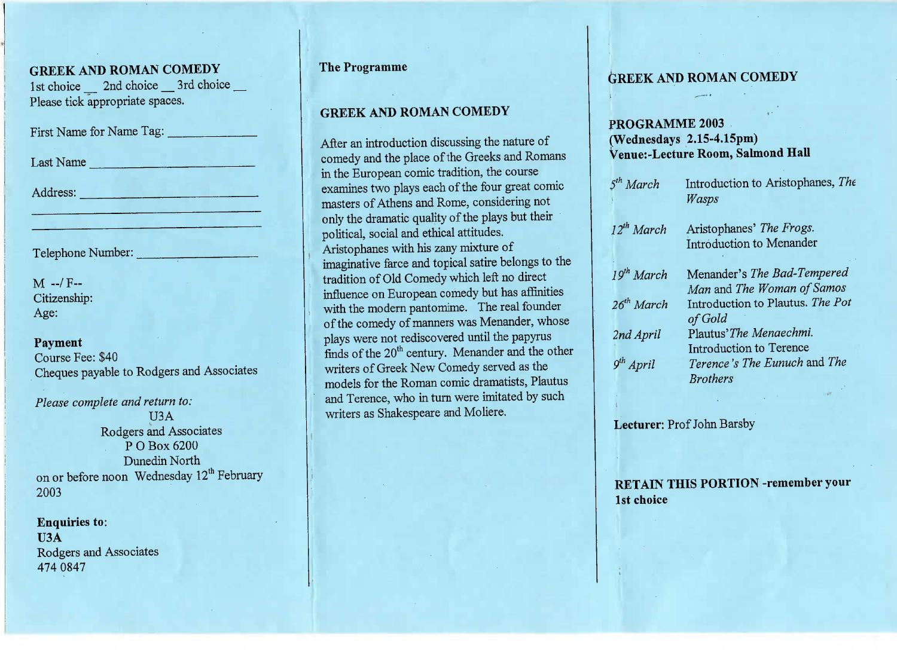## GREEK AND ROMAN COMEDY

1st choice __ 2nd choice __ 3rd choice __
Please tick appropriate spaces.

First Name for Name Tag: ______________

Last Name ______________________

Address: ______________________

______________________________

______________________________

Telephone Number: ______________

M --/ F--
Citizenship:
Age:

**Payment**
Course Fee: $40
Cheques payable to Rodgers and Associates

*Please complete and return to:*
U3A
Rodgers and Associates
P O Box 6200
Dunedin North
on or before noon Wednesday 12th February 2003

**Enquiries to:**
**U3A**
Rodgers and Associates
474 0847

**The Programme**

## GREEK AND ROMAN COMEDY

After an introduction discussing the nature of comedy and the place of the Greeks and Romans in the European comic tradition, the course examines two plays each of the four great comic masters of Athens and Rome, considering not only the dramatic quality of the plays but their political, social and ethical attitudes. Aristophanes with his zany mixture of imaginative farce and topical satire belongs to the tradition of Old Comedy which left no direct influence on European comedy but has affinities with the modern pantomime. The real founder of the comedy of manners was Menander, whose plays were not rediscovered until the papyrus finds of the 20th century. Menander and the other writers of Greek New Comedy served as the models for the Roman comic dramatists, Plautus and Terence, who in turn were imitated by such writers as Shakespeare and Moliere.

## GREEK AND ROMAN COMEDY

**PROGRAMME 2003**
**(Wednesdays 2.15-4.15pm)**
**Venue:-Lecture Room, Salmond Hall**

| | |
|---|---|
| *5th March* | Introduction to Aristophanes, *The Wasps* |
| *12th March* | Aristophanes' *The Frogs.* Introduction to Menander |
| *19th March* | Menander's *The Bad-Tempered Man* and *The Woman of Samos* |
| *26th March* | Introduction to Plautus. *The Pot of Gold* |
| *2nd April* | Plautus' *The Menaechmi.* Introduction to Terence |
| *9th April* | *Terence's The Eunuch* and *The Brothers* |

**Lecturer:** Prof John Barsby

**RETAIN THIS PORTION -remember your 1st choice**